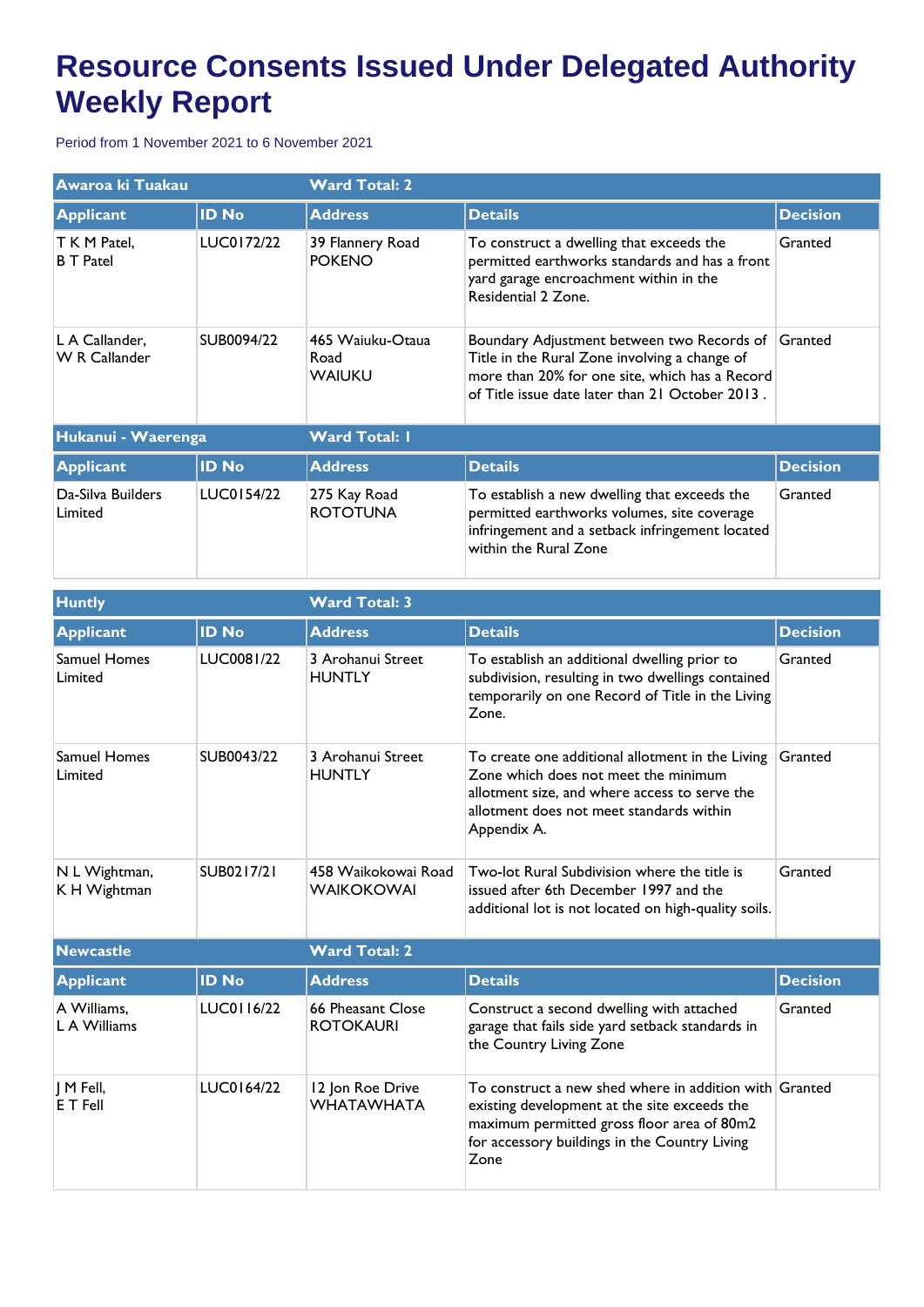# Resource Consents Issued Under Delegated Authority Weekly Report

Period from 1 November 2021 to 6 November 2021

| Awaroa ki Tuakau | | Ward Total: 2 | | |
|---|---|---|---|---|
| **Applicant** | **ID No** | **Address** | **Details** | **Decision** |
| T K M Patel, B T Patel | LUC0172/22 | 39 Flannery Road POKENO | To construct a dwelling that exceeds the permitted earthworks standards and has a front yard garage encroachment within in the Residential 2 Zone. | Granted |
| L A Callander, W R Callander | SUB0094/22 | 465 Waiuku-Otaua Road WAIUKU | Boundary Adjustment between two Records of Title in the Rural Zone involving a change of more than 20% for one site, which has a Record of Title issue date later than 21 October 2013 . | Granted |

| Hukanui - Waerenga | | Ward Total: 1 | | |
|---|---|---|---|---|
| **Applicant** | **ID No** | **Address** | **Details** | **Decision** |
| Da-Silva Builders Limited | LUC0154/22 | 275 Kay Road ROTOTUNA | To establish a new dwelling that exceeds the permitted earthworks volumes, site coverage infringement and a setback infringement located within the Rural Zone | Granted |

| Huntly | | Ward Total: 3 | | |
|---|---|---|---|---|
| **Applicant** | **ID No** | **Address** | **Details** | **Decision** |
| Samuel Homes Limited | LUC0081/22 | 3 Arohanui Street HUNTLY | To establish an additional dwelling prior to subdivision, resulting in two dwellings contained temporarily on one Record of Title in the Living Zone. | Granted |
| Samuel Homes Limited | SUB0043/22 | 3 Arohanui Street HUNTLY | To create one additional allotment in the Living Zone which does not meet the minimum allotment size, and where access to serve the allotment does not meet standards within Appendix A. | Granted |
| N L Wightman, K H Wightman | SUB0217/21 | 458 Waikokowai Road WAIKOKOWAI | Two-lot Rural Subdivision where the title is issued after 6th December 1997 and the additional lot is not located on high-quality soils. | Granted |

| Newcastle | | Ward Total: 2 | | |
|---|---|---|---|---|
| **Applicant** | **ID No** | **Address** | **Details** | **Decision** |
| A Williams, L A Williams | LUC0116/22 | 66 Pheasant Close ROTOKAURI | Construct a second dwelling with attached garage that fails side yard setback standards in the Country Living Zone | Granted |
| J M Fell, E T Fell | LUC0164/22 | 12 Jon Roe Drive WHATAWHATA | To construct a new shed where in addition with existing development at the site exceeds the maximum permitted gross floor area of 80m2 for accessory buildings in the Country Living Zone | Granted |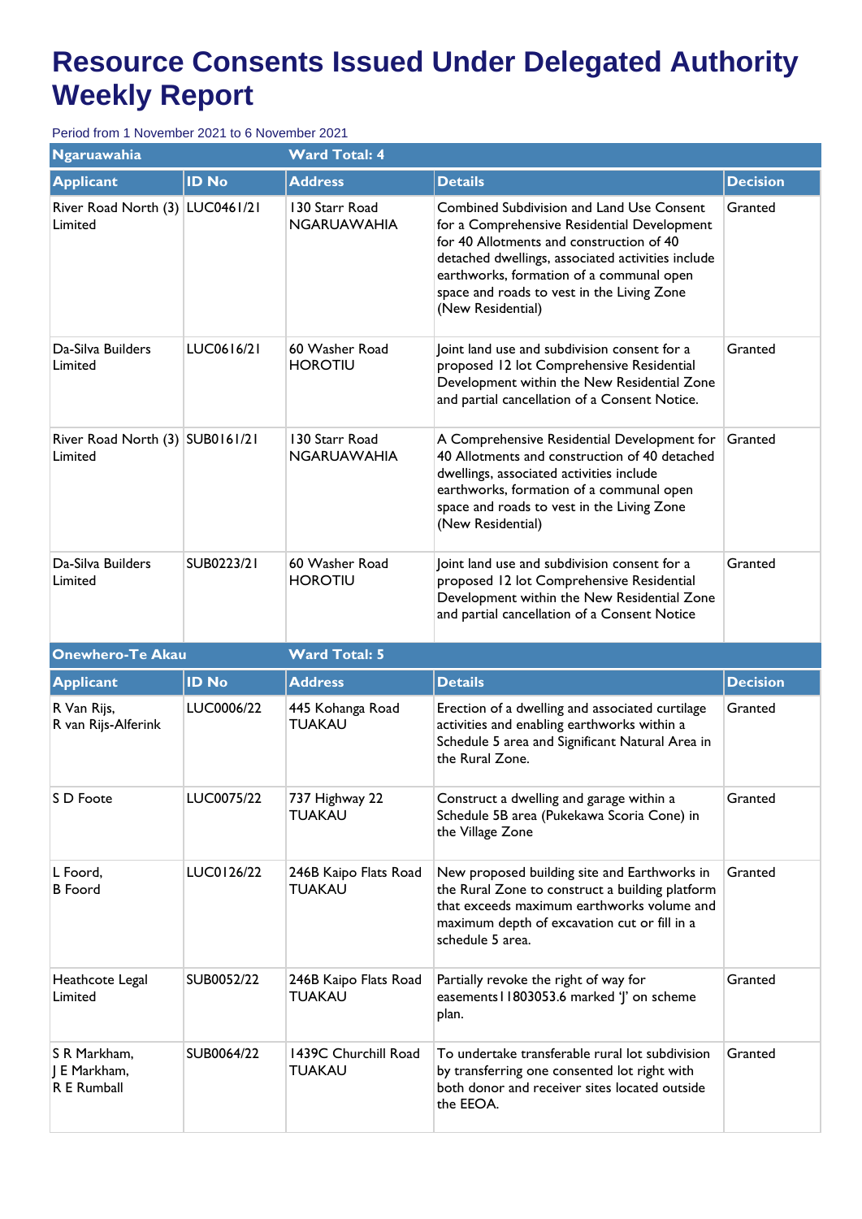# Resource Consents Issued Under Delegated Authority Weekly Report

Period from 1 November 2021 to 6 November 2021

| Ngaruawahia | | Ward Total: 4 | | |
|---|---|---|---|---|
| **Applicant** | **ID No** | **Address** | **Details** | **Decision** |
| River Road North (3) Limited | LUC0461/21 | 130 Starr Road NGARUAWAHIA | Combined Subdivision and Land Use Consent for a Comprehensive Residential Development for 40 Allotments and construction of 40 detached dwellings, associated activities include earthworks, formation of a communal open space and roads to vest in the Living Zone (New Residential) | Granted |
| Da-Silva Builders Limited | LUC0616/21 | 60 Washer Road HOROTIU | Joint land use and subdivision consent for a proposed 12 lot Comprehensive Residential Development within the New Residential Zone and partial cancellation of a Consent Notice. | Granted |
| River Road North (3) Limited | SUB0161/21 | 130 Starr Road NGARUAWAHIA | A Comprehensive Residential Development for 40 Allotments and construction of 40 detached dwellings, associated activities include earthworks, formation of a communal open space and roads to vest in the Living Zone (New Residential) | Granted |
| Da-Silva Builders Limited | SUB0223/21 | 60 Washer Road HOROTIU | Joint land use and subdivision consent for a proposed 12 lot Comprehensive Residential Development within the New Residential Zone and partial cancellation of a Consent Notice | Granted |

| Onewhero-Te Akau | | Ward Total: 5 | | |
|---|---|---|---|---|
| **Applicant** | **ID No** | **Address** | **Details** | **Decision** |
| R Van Rijs, R van Rijs-Alferink | LUC0006/22 | 445 Kohanga Road TUAKAU | Erection of a dwelling and associated curtilage activities and enabling earthworks within a Schedule 5 area and Significant Natural Area in the Rural Zone. | Granted |
| S D Foote | LUC0075/22 | 737 Highway 22 TUAKAU | Construct a dwelling and garage within a Schedule 5B area (Pukekawa Scoria Cone) in the Village Zone | Granted |
| L Foord, B Foord | LUC0126/22 | 246B Kaipo Flats Road TUAKAU | New proposed building site and Earthworks in the Rural Zone to construct a building platform that exceeds maximum earthworks volume and maximum depth of excavation cut or fill in a schedule 5 area. | Granted |
| Heathcote Legal Limited | SUB0052/22 | 246B Kaipo Flats Road TUAKAU | Partially revoke the right of way for easements11803053.6 marked 'J' on scheme plan. | Granted |
| S R Markham, J E Markham, R E Rumball | SUB0064/22 | 1439C Churchill Road TUAKAU | To undertake transferable rural lot subdivision by transferring one consented lot right with both donor and receiver sites located outside the EEOA. | Granted |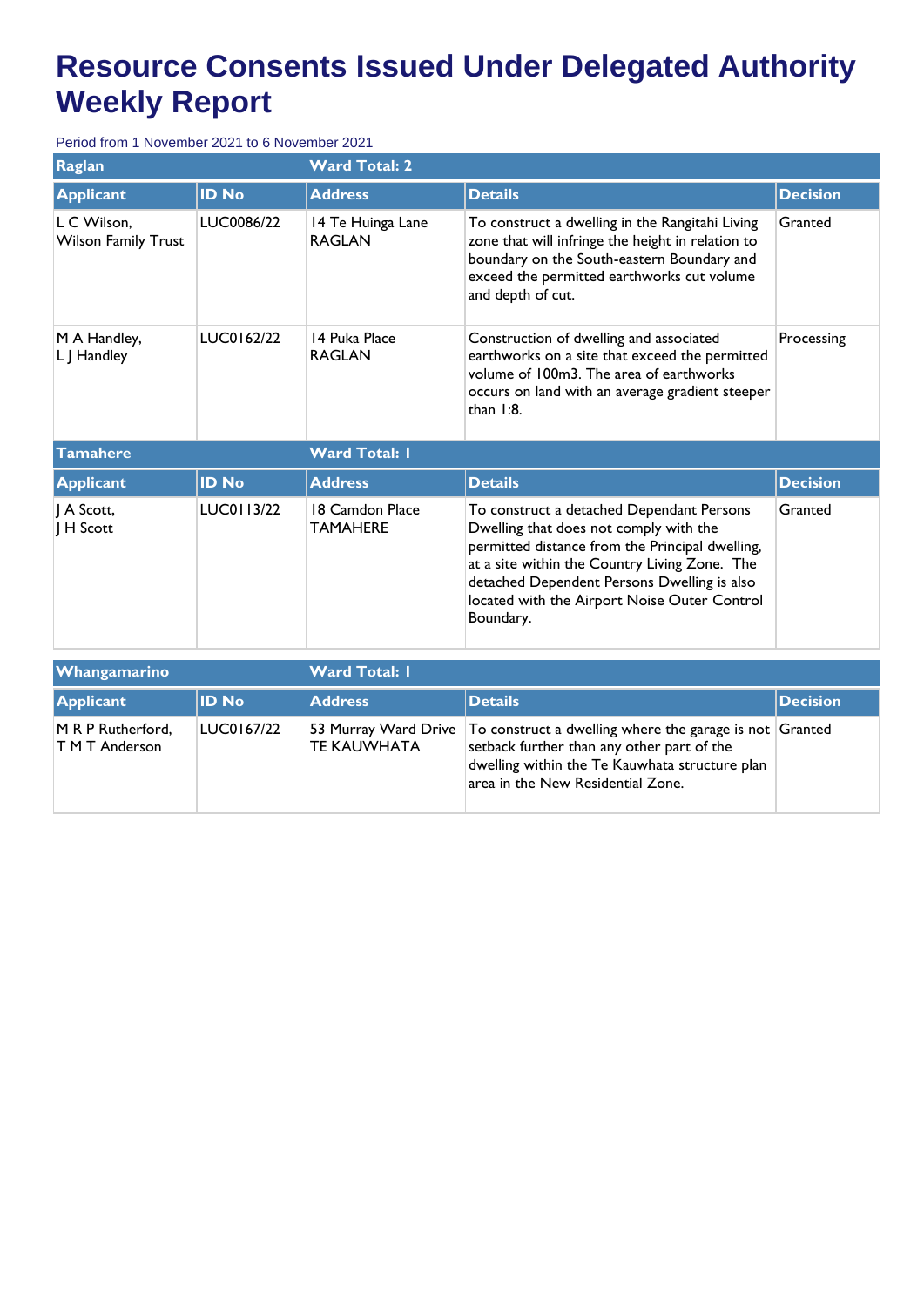# Resource Consents Issued Under Delegated Authority Weekly Report

Period from 1 November 2021 to 6 November 2021

**Raglan** — **Ward Total: 2**

| Applicant | ID No | Address | Details | Decision |
|---|---|---|---|---|
| L C Wilson, Wilson Family Trust | LUC0086/22 | 14 Te Huinga Lane RAGLAN | To construct a dwelling in the Rangitahi Living zone that will infringe the height in relation to boundary on the South-eastern Boundary and exceed the permitted earthworks cut volume and depth of cut. | Granted |
| M A Handley, L J Handley | LUC0162/22 | 14 Puka Place RAGLAN | Construction of dwelling and associated earthworks on a site that exceed the permitted volume of 100m3. The area of earthworks occurs on land with an average gradient steeper than 1:8. | Processing |

**Tamahere** — **Ward Total: 1**

| Applicant | ID No | Address | Details | Decision |
|---|---|---|---|---|
| J A Scott, J H Scott | LUC0113/22 | 18 Camdon Place TAMAHERE | To construct a detached Dependant Persons Dwelling that does not comply with the permitted distance from the Principal dwelling, at a site within the Country Living Zone. The detached Dependent Persons Dwelling is also located with the Airport Noise Outer Control Boundary. | Granted |

**Whangamarino** — **Ward Total: 1**

| Applicant | ID No | Address | Details | Decision |
|---|---|---|---|---|
| M R P Rutherford, T M T Anderson | LUC0167/22 | 53 Murray Ward Drive TE KAUWHATA | To construct a dwelling where the garage is not setback further than any other part of the dwelling within the Te Kauwhata structure plan area in the New Residential Zone. | Granted |